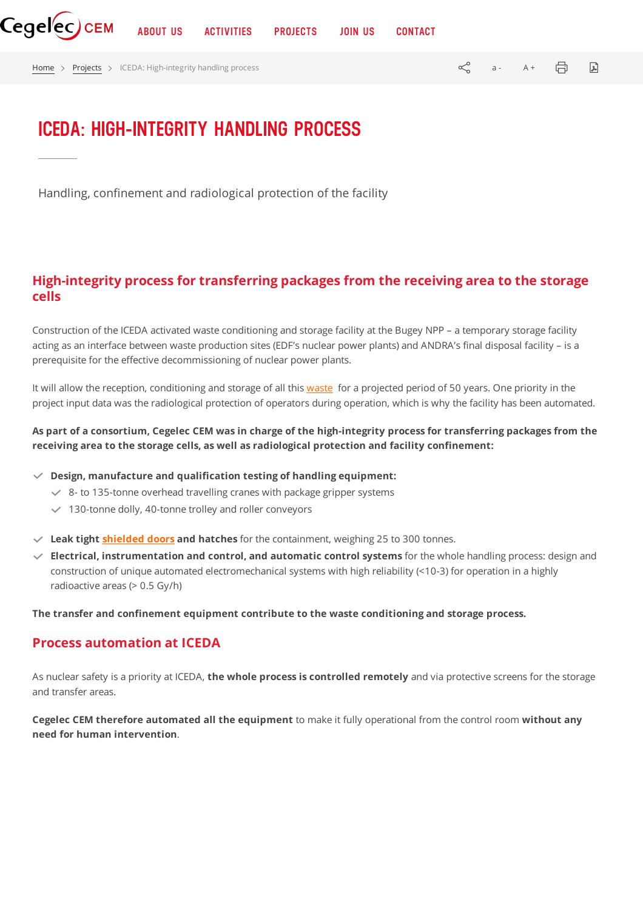# ICEDA: HIGH-INTEGRITY HANDLING PROCESS

Handling, confinement and radiological protection of the facility

## High-integrity process for transferring packages from the receiving area to the storage cells

Construction of the ICEDA activated waste conditioning and storage facility at the Bugey NPP – a temporary storage facility acting as an interface between waste production sites (EDF's nuclear power plants) and ANDRA's final disposal facility – is a prerequisite for the effective decommissioning of nuclear power plants.

It will allow the reception, conditioning and storage of all this waste for a projected period of 50 years. One priority in the project input data was the radiological protection of operators during operation, which is why the facility has been automated.

**As part of a consortium, Cegelec CEM was in charge of the high-integrity process for transferring packages from the receiving area to the storage cells, as well as radiological protection and facility confinement:**

- **Design, manufacture and qualification testing of handling equipment:**
  - 8- to 135-tonne overhead travelling cranes with package gripper systems
  - 130-tonne dolly, 40-tonne trolley and roller conveyors
- **Leak tight shielded doors and hatches** for the containment, weighing 25 to 300 tonnes.
- **Electrical, instrumentation and control, and automatic control systems** for the whole handling process: design and construction of unique automated electromechanical systems with high reliability (<10-3) for operation in a highly radioactive areas (> 0.5 Gy/h)

**The transfer and confinement equipment contribute to the waste conditioning and storage process.**

## Process automation at ICEDA

As nuclear safety is a priority at ICEDA, **the whole process is controlled remotely** and via protective screens for the storage and transfer areas.

**Cegelec CEM therefore automated all the equipment** to make it fully operational from the control room **without any need for human intervention**.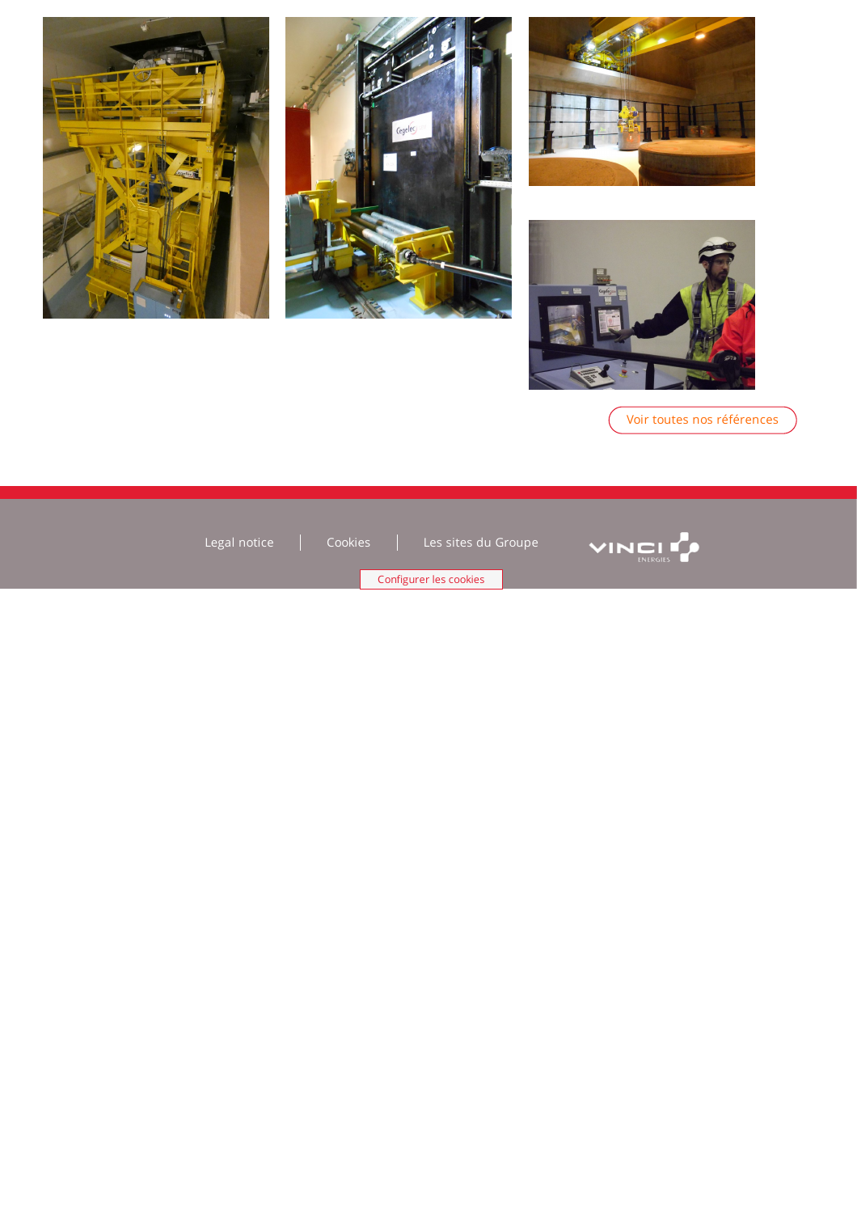Voir toutes nos références

Legal notice | Cookies | Les sites du Groupe

Configurer les cookies